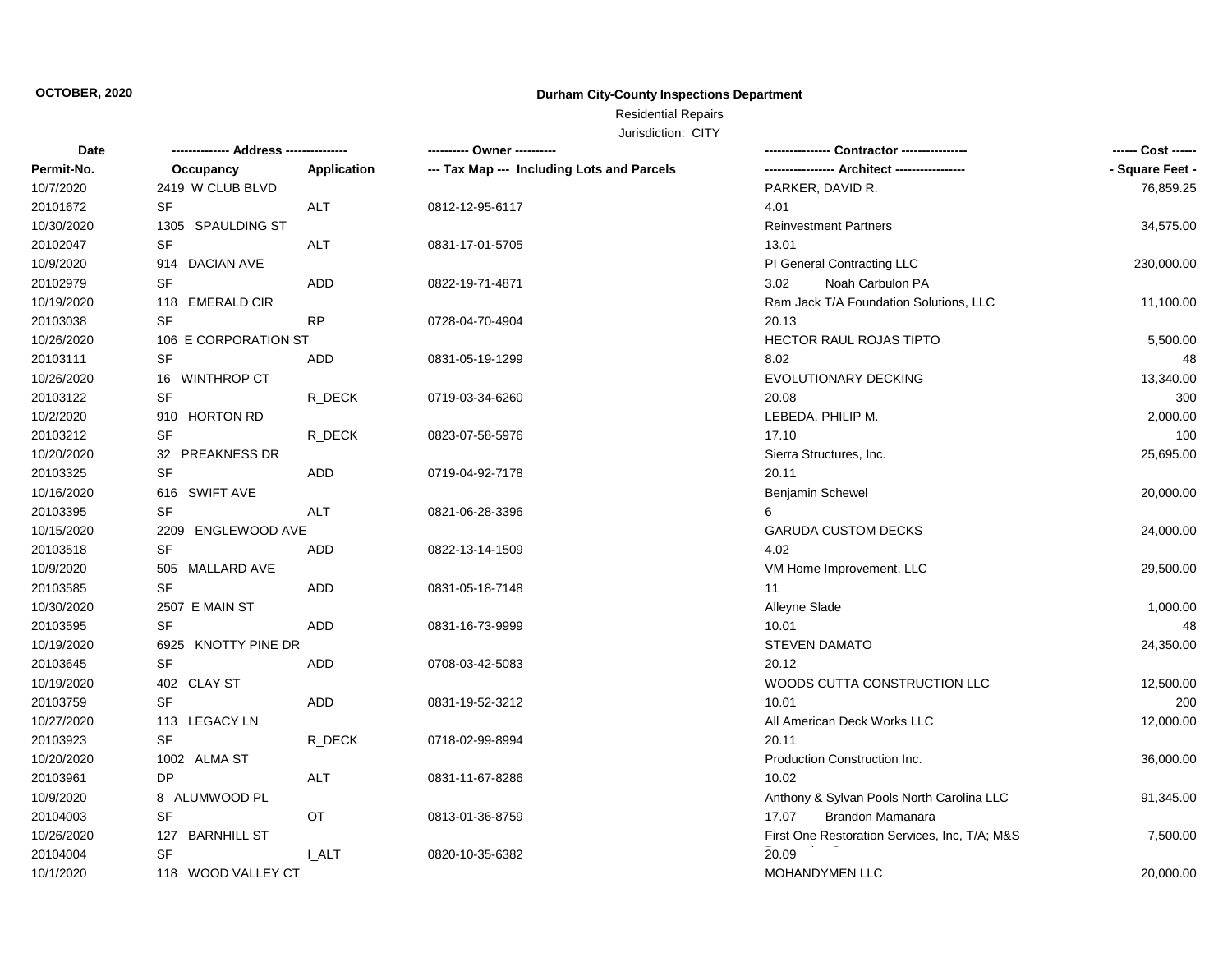**OCTOBER, 2020**

## Durham City-County Inspections Department

Residential Repairs

Jurisdiction: CITY

| Date | ------------- Address -------------- | | ---------- Owner ---------- | ---------------- Contractor ---------------- | ------ Cost ------ |
|---|---|---|---|---|---|
| Permit-No. | Occupancy | Application | --- Tax Map --- Including Lots and Parcels | ----------------- Architect ----------------- | - Square Feet - |
| 10/7/2020 | 2419 W CLUB BLVD | | | PARKER, DAVID R. | 76,859.25 |
| 20101672 | SF | ALT | 0812-12-95-6117 | 4.01 | |
| 10/30/2020 | 1305 SPAULDING ST | | | Reinvestment Partners | 34,575.00 |
| 20102047 | SF | ALT | 0831-17-01-5705 | 13.01 | |
| 10/9/2020 | 914 DACIAN AVE | | | PI General Contracting LLC | 230,000.00 |
| 20102979 | SF | ADD | 0822-19-71-4871 | 3.02 Noah Carbulon PA | |
| 10/19/2020 | 118 EMERALD CIR | | | Ram Jack T/A Foundation Solutions, LLC | 11,100.00 |
| 20103038 | SF | RP | 0728-04-70-4904 | 20.13 | |
| 10/26/2020 | 106 E CORPORATION ST | | | HECTOR RAUL ROJAS TIPTO | 5,500.00 |
| 20103111 | SF | ADD | 0831-05-19-1299 | 8.02 | 48 |
| 10/26/2020 | 16 WINTHROP CT | | | EVOLUTIONARY DECKING | 13,340.00 |
| 20103122 | SF | R_DECK | 0719-03-34-6260 | 20.08 | 300 |
| 10/2/2020 | 910 HORTON RD | | | LEBEDA, PHILIP M. | 2,000.00 |
| 20103212 | SF | R_DECK | 0823-07-58-5976 | 17.10 | 100 |
| 10/20/2020 | 32 PREAKNESS DR | | | Sierra Structures, Inc. | 25,695.00 |
| 20103325 | SF | ADD | 0719-04-92-7178 | 20.11 | |
| 10/16/2020 | 616 SWIFT AVE | | | Benjamin Schewel | 20,000.00 |
| 20103395 | SF | ALT | 0821-06-28-3396 | 6 | |
| 10/15/2020 | 2209 ENGLEWOOD AVE | | | GARUDA CUSTOM DECKS | 24,000.00 |
| 20103518 | SF | ADD | 0822-13-14-1509 | 4.02 | |
| 10/9/2020 | 505 MALLARD AVE | | | VM Home Improvement, LLC | 29,500.00 |
| 20103585 | SF | ADD | 0831-05-18-7148 | 11 | |
| 10/30/2020 | 2507 E MAIN ST | | | Alleyne Slade | 1,000.00 |
| 20103595 | SF | ADD | 0831-16-73-9999 | 10.01 | 48 |
| 10/19/2020 | 6925 KNOTTY PINE DR | | | STEVEN DAMATO | 24,350.00 |
| 20103645 | SF | ADD | 0708-03-42-5083 | 20.12 | |
| 10/19/2020 | 402 CLAY ST | | | WOODS CUTTA CONSTRUCTION LLC | 12,500.00 |
| 20103759 | SF | ADD | 0831-19-52-3212 | 10.01 | 200 |
| 10/27/2020 | 113 LEGACY LN | | | All American Deck Works LLC | 12,000.00 |
| 20103923 | SF | R_DECK | 0718-02-99-8994 | 20.11 | |
| 10/20/2020 | 1002 ALMA ST | | | Production Construction Inc. | 36,000.00 |
| 20103961 | DP | ALT | 0831-11-67-8286 | 10.02 | |
| 10/9/2020 | 8 ALUMWOOD PL | | | Anthony & Sylvan Pools North Carolina LLC | 91,345.00 |
| 20104003 | SF | OT | 0813-01-36-8759 | 17.07 Brandon Mamanara | |
| 10/26/2020 | 127 BARNHILL ST | | | First One Restoration Services, Inc, T/A; M&S | 7,500.00 |
| 20104004 | SF | I_ALT | 0820-10-35-6382 | 20.09 | |
| 10/1/2020 | 118 WOOD VALLEY CT | | | MOHANDYMEN LLC | 20,000.00 |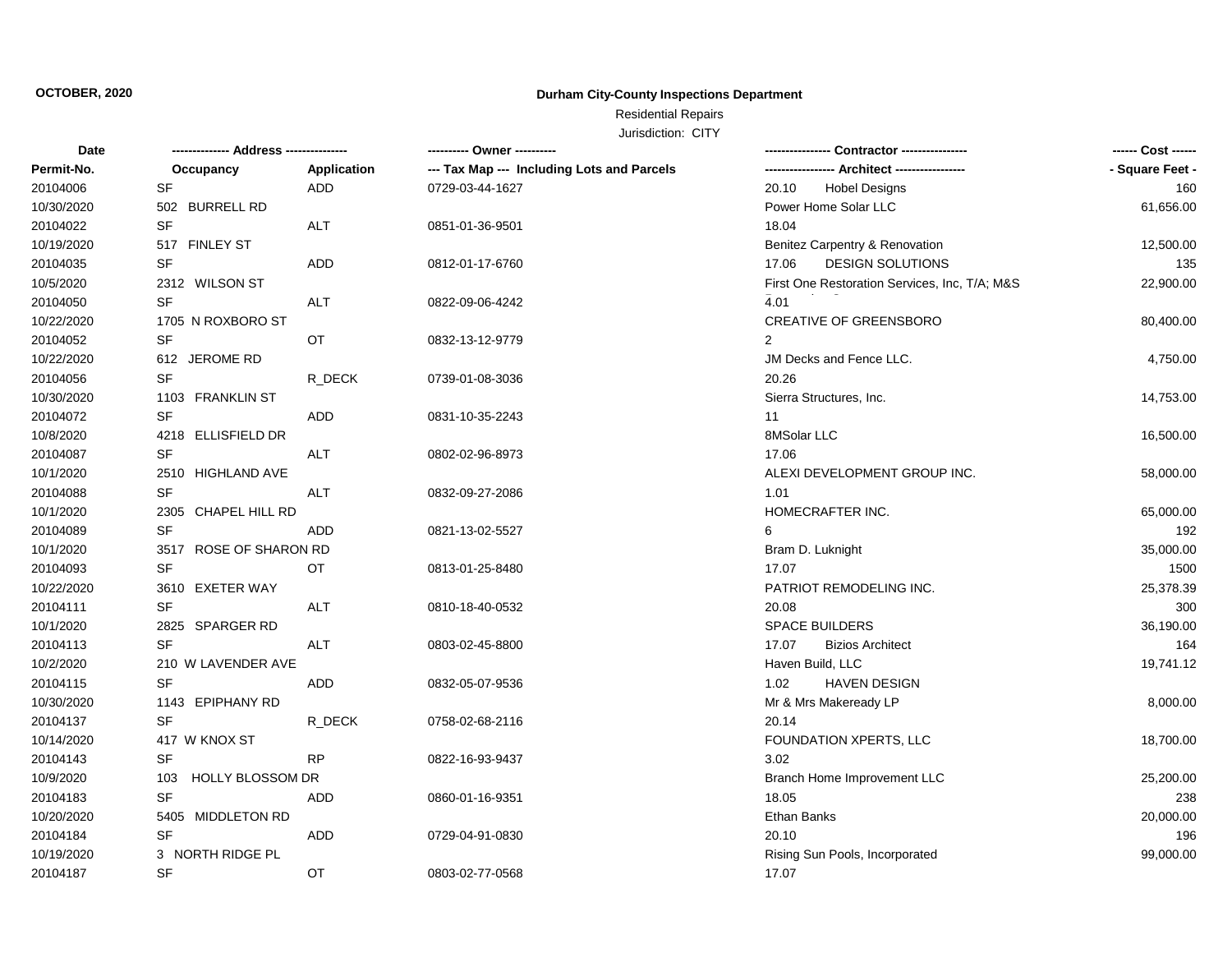**OCTOBER, 2020**

# Durham City-County Inspections Department

Residential Repairs

Jurisdiction: CITY

| Date / Permit-No. | Address / Occupancy | Application | Owner / Tax Map --- Including Lots and Parcels | Contractor / Architect | Cost / Square Feet |
|---|---|---|---|---|---|
| 20104006 | SF | ADD | 0729-03-44-1627 | 20.10 Hobel Designs | 160 |
| 10/30/2020 | 502 BURRELL RD | | | Power Home Solar LLC | 61,656.00 |
| 20104022 | SF | ALT | 0851-01-36-9501 | 18.04 | |
| 10/19/2020 | 517 FINLEY ST | | | Benitez Carpentry & Renovation | 12,500.00 |
| 20104035 | SF | ADD | 0812-01-17-6760 | 17.06 DESIGN SOLUTIONS | 135 |
| 10/5/2020 | 2312 WILSON ST | | | First One Restoration Services, Inc, T/A; M&S | 22,900.00 |
| 20104050 | SF | ALT | 0822-09-06-4242 | 4.01 | |
| 10/22/2020 | 1705 N ROXBORO ST | | | CREATIVE OF GREENSBORO | 80,400.00 |
| 20104052 | SF | OT | 0832-13-12-9779 | 2 | |
| 10/22/2020 | 612 JEROME RD | | | JM Decks and Fence LLC. | 4,750.00 |
| 20104056 | SF | R_DECK | 0739-01-08-3036 | 20.26 | |
| 10/30/2020 | 1103 FRANKLIN ST | | | Sierra Structures, Inc. | 14,753.00 |
| 20104072 | SF | ADD | 0831-10-35-2243 | 11 | |
| 10/8/2020 | 4218 ELLISFIELD DR | | | 8MSolar LLC | 16,500.00 |
| 20104087 | SF | ALT | 0802-02-96-8973 | 17.06 | |
| 10/1/2020 | 2510 HIGHLAND AVE | | | ALEXI DEVELOPMENT GROUP INC. | 58,000.00 |
| 20104088 | SF | ALT | 0832-09-27-2086 | 1.01 | |
| 10/1/2020 | 2305 CHAPEL HILL RD | | | HOMECRAFTER INC. | 65,000.00 |
| 20104089 | SF | ADD | 0821-13-02-5527 | 6 | 192 |
| 10/1/2020 | 3517 ROSE OF SHARON RD | | | Bram D. Luknight | 35,000.00 |
| 20104093 | SF | OT | 0813-01-25-8480 | 17.07 | 1500 |
| 10/22/2020 | 3610 EXETER WAY | | | PATRIOT REMODELING INC. | 25,378.39 |
| 20104111 | SF | ALT | 0810-18-40-0532 | 20.08 | 300 |
| 10/1/2020 | 2825 SPARGER RD | | | SPACE BUILDERS | 36,190.00 |
| 20104113 | SF | ALT | 0803-02-45-8800 | 17.07 Bizios Architect | 164 |
| 10/2/2020 | 210 W LAVENDER AVE | | | Haven Build, LLC | 19,741.12 |
| 20104115 | SF | ADD | 0832-05-07-9536 | 1.02 HAVEN DESIGN | |
| 10/30/2020 | 1143 EPIPHANY RD | | | Mr & Mrs Makeready LP | 8,000.00 |
| 20104137 | SF | R_DECK | 0758-02-68-2116 | 20.14 | |
| 10/14/2020 | 417 W KNOX ST | | | FOUNDATION XPERTS, LLC | 18,700.00 |
| 20104143 | SF | RP | 0822-16-93-9437 | 3.02 | |
| 10/9/2020 | 103 HOLLY BLOSSOM DR | | | Branch Home Improvement LLC | 25,200.00 |
| 20104183 | SF | ADD | 0860-01-16-9351 | 18.05 | 238 |
| 10/20/2020 | 5405 MIDDLETON RD | | | Ethan Banks | 20,000.00 |
| 20104184 | SF | ADD | 0729-04-91-0830 | 20.10 | 196 |
| 10/19/2020 | 3 NORTH RIDGE PL | | | Rising Sun Pools, Incorporated | 99,000.00 |
| 20104187 | SF | OT | 0803-02-77-0568 | 17.07 | |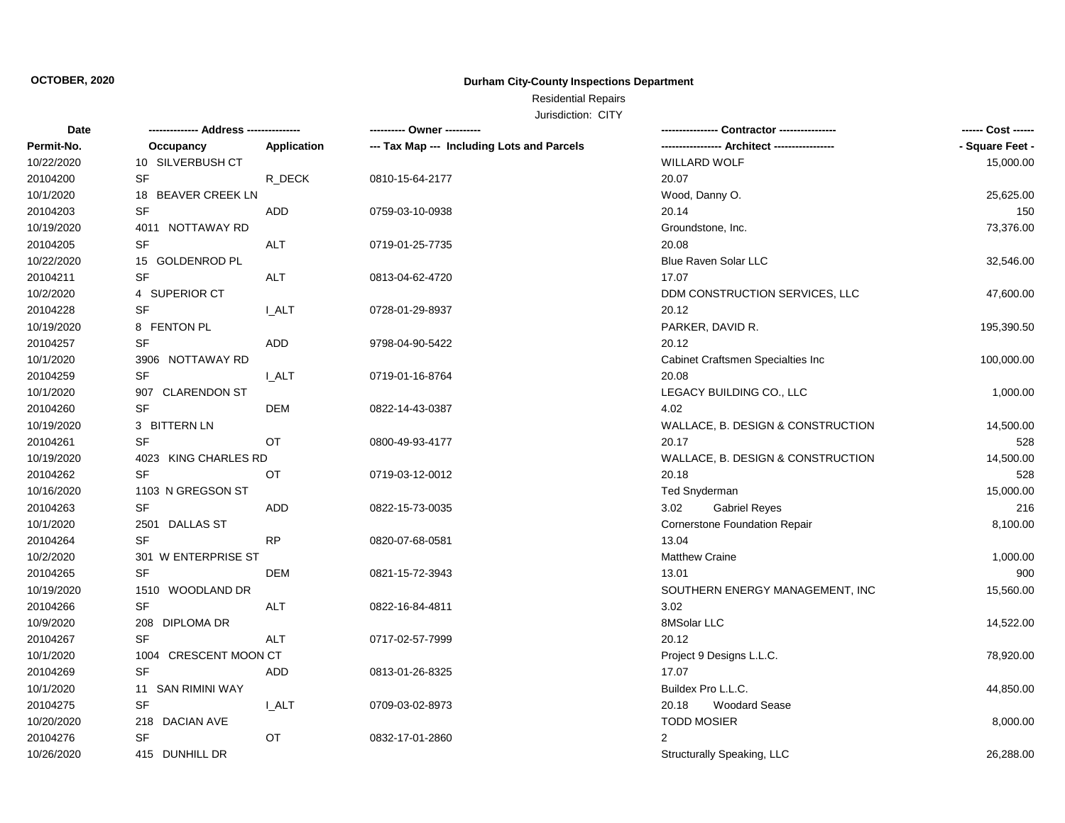**OCTOBER, 2020**

**Durham City-County Inspections Department**

Residential Repairs

Jurisdiction: CITY

| Date<br>Permit-No. | Address<br>Occupancy | Application | Owner<br>Tax Map --- Including Lots and Parcels | Contractor<br>Architect | Cost<br>Square Feet |
|---|---|---|---|---|---|
| 10/22/2020 | 10 SILVERBUSH CT | | | WILLARD WOLF | 15,000.00 |
| 20104200 | SF | R_DECK | 0810-15-64-2177 | 20.07 | |
| 10/1/2020 | 18 BEAVER CREEK LN | | | Wood, Danny O. | 25,625.00 |
| 20104203 | SF | ADD | 0759-03-10-0938 | 20.14 | 150 |
| 10/19/2020 | 4011 NOTTAWAY RD | | | Groundstone, Inc. | 73,376.00 |
| 20104205 | SF | ALT | 0719-01-25-7735 | 20.08 | |
| 10/22/2020 | 15 GOLDENROD PL | | | Blue Raven Solar LLC | 32,546.00 |
| 20104211 | SF | ALT | 0813-04-62-4720 | 17.07 | |
| 10/2/2020 | 4 SUPERIOR CT | | | DDM CONSTRUCTION SERVICES, LLC | 47,600.00 |
| 20104228 | SF | I_ALT | 0728-01-29-8937 | 20.12 | |
| 10/19/2020 | 8 FENTON PL | | | PARKER, DAVID R. | 195,390.50 |
| 20104257 | SF | ADD | 9798-04-90-5422 | 20.12 | |
| 10/1/2020 | 3906 NOTTAWAY RD | | | Cabinet Craftsmen Specialties Inc | 100,000.00 |
| 20104259 | SF | I_ALT | 0719-01-16-8764 | 20.08 | |
| 10/1/2020 | 907 CLARENDON ST | | | LEGACY BUILDING CO., LLC | 1,000.00 |
| 20104260 | SF | DEM | 0822-14-43-0387 | 4.02 | |
| 10/19/2020 | 3 BITTERN LN | | | WALLACE, B. DESIGN & CONSTRUCTION | 14,500.00 |
| 20104261 | SF | OT | 0800-49-93-4177 | 20.17 | 528 |
| 10/19/2020 | 4023 KING CHARLES RD | | | WALLACE, B. DESIGN & CONSTRUCTION | 14,500.00 |
| 20104262 | SF | OT | 0719-03-12-0012 | 20.18 | 528 |
| 10/16/2020 | 1103 N GREGSON ST | | | Ted Snyderman | 15,000.00 |
| 20104263 | SF | ADD | 0822-15-73-0035 | 3.02 Gabriel Reyes | 216 |
| 10/1/2020 | 2501 DALLAS ST | | | Cornerstone Foundation Repair | 8,100.00 |
| 20104264 | SF | RP | 0820-07-68-0581 | 13.04 | |
| 10/2/2020 | 301 W ENTERPRISE ST | | | Matthew Craine | 1,000.00 |
| 20104265 | SF | DEM | 0821-15-72-3943 | 13.01 | 900 |
| 10/19/2020 | 1510 WOODLAND DR | | | SOUTHERN ENERGY MANAGEMENT, INC | 15,560.00 |
| 20104266 | SF | ALT | 0822-16-84-4811 | 3.02 | |
| 10/9/2020 | 208 DIPLOMA DR | | | 8MSolar LLC | 14,522.00 |
| 20104267 | SF | ALT | 0717-02-57-7999 | 20.12 | |
| 10/1/2020 | 1004 CRESCENT MOON CT | | | Project 9 Designs L.L.C. | 78,920.00 |
| 20104269 | SF | ADD | 0813-01-26-8325 | 17.07 | |
| 10/1/2020 | 11 SAN RIMINI WAY | | | Buildex Pro L.L.C. | 44,850.00 |
| 20104275 | SF | I_ALT | 0709-03-02-8973 | 20.18 Woodard Sease | |
| 10/20/2020 | 218 DACIAN AVE | | | TODD MOSIER | 8,000.00 |
| 20104276 | SF | OT | 0832-17-01-2860 | 2 | |
| 10/26/2020 | 415 DUNHILL DR | | | Structurally Speaking, LLC | 26,288.00 |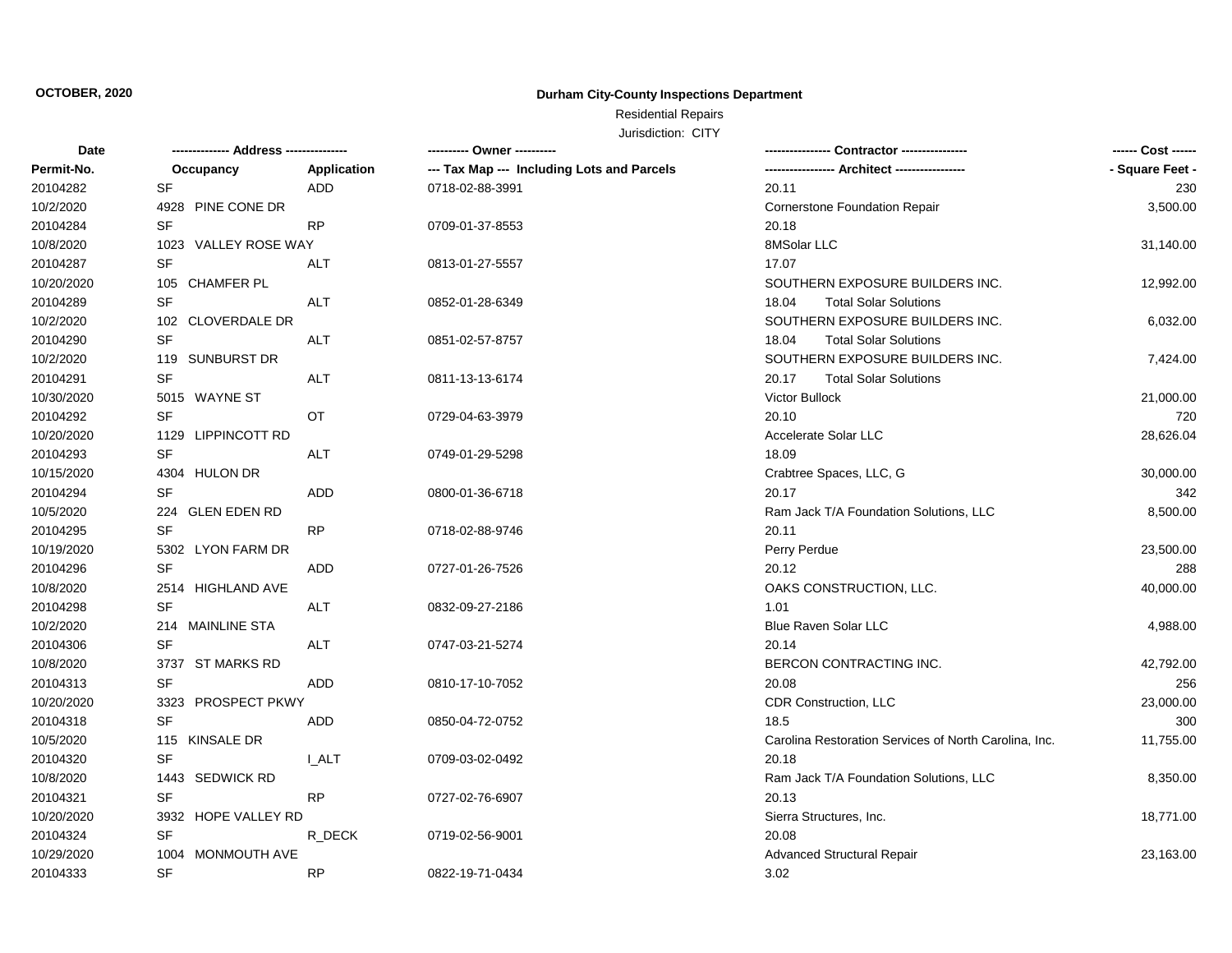**OCTOBER, 2020**

**Durham City-County Inspections Department**

Residential Repairs

Jurisdiction: CITY

| Date | ------------- Address -------------- | | ---------- Owner ---------- | ---------------- Contractor ---------------- | ------ Cost ------ |
|---|---|---|---|---|---|
| Permit-No. | Occupancy | Application | --- Tax Map --- Including Lots and Parcels | ----------------- Architect ----------------- | - Square Feet - |
| 20104282 | SF | ADD | 0718-02-88-3991 | 20.11 | 230 |
| 10/2/2020 | 4928 PINE CONE DR | | | Cornerstone Foundation Repair | 3,500.00 |
| 20104284 | SF | RP | 0709-01-37-8553 | 20.18 | |
| 10/8/2020 | 1023 VALLEY ROSE WAY | | | 8MSolar LLC | 31,140.00 |
| 20104287 | SF | ALT | 0813-01-27-5557 | 17.07 | |
| 10/20/2020 | 105 CHAMFER PL | | | SOUTHERN EXPOSURE BUILDERS INC. | 12,992.00 |
| 20104289 | SF | ALT | 0852-01-28-6349 | 18.04 Total Solar Solutions | |
| 10/2/2020 | 102 CLOVERDALE DR | | | SOUTHERN EXPOSURE BUILDERS INC. | 6,032.00 |
| 20104290 | SF | ALT | 0851-02-57-8757 | 18.04 Total Solar Solutions | |
| 10/2/2020 | 119 SUNBURST DR | | | SOUTHERN EXPOSURE BUILDERS INC. | 7,424.00 |
| 20104291 | SF | ALT | 0811-13-13-6174 | 20.17 Total Solar Solutions | |
| 10/30/2020 | 5015 WAYNE ST | | | Victor Bullock | 21,000.00 |
| 20104292 | SF | OT | 0729-04-63-3979 | 20.10 | 720 |
| 10/20/2020 | 1129 LIPPINCOTT RD | | | Accelerate Solar LLC | 28,626.04 |
| 20104293 | SF | ALT | 0749-01-29-5298 | 18.09 | |
| 10/15/2020 | 4304 HULON DR | | | Crabtree Spaces, LLC, G | 30,000.00 |
| 20104294 | SF | ADD | 0800-01-36-6718 | 20.17 | 342 |
| 10/5/2020 | 224 GLEN EDEN RD | | | Ram Jack T/A Foundation Solutions, LLC | 8,500.00 |
| 20104295 | SF | RP | 0718-02-88-9746 | 20.11 | |
| 10/19/2020 | 5302 LYON FARM DR | | | Perry Perdue | 23,500.00 |
| 20104296 | SF | ADD | 0727-01-26-7526 | 20.12 | 288 |
| 10/8/2020 | 2514 HIGHLAND AVE | | | OAKS CONSTRUCTION, LLC. | 40,000.00 |
| 20104298 | SF | ALT | 0832-09-27-2186 | 1.01 | |
| 10/2/2020 | 214 MAINLINE STA | | | Blue Raven Solar LLC | 4,988.00 |
| 20104306 | SF | ALT | 0747-03-21-5274 | 20.14 | |
| 10/8/2020 | 3737 ST MARKS RD | | | BERCON CONTRACTING INC. | 42,792.00 |
| 20104313 | SF | ADD | 0810-17-10-7052 | 20.08 | 256 |
| 10/20/2020 | 3323 PROSPECT PKWY | | | CDR Construction, LLC | 23,000.00 |
| 20104318 | SF | ADD | 0850-04-72-0752 | 18.5 | 300 |
| 10/5/2020 | 115 KINSALE DR | | | Carolina Restoration Services of North Carolina, Inc. | 11,755.00 |
| 20104320 | SF | I_ALT | 0709-03-02-0492 | 20.18 | |
| 10/8/2020 | 1443 SEDWICK RD | | | Ram Jack T/A Foundation Solutions, LLC | 8,350.00 |
| 20104321 | SF | RP | 0727-02-76-6907 | 20.13 | |
| 10/20/2020 | 3932 HOPE VALLEY RD | | | Sierra Structures, Inc. | 18,771.00 |
| 20104324 | SF | R_DECK | 0719-02-56-9001 | 20.08 | |
| 10/29/2020 | 1004 MONMOUTH AVE | | | Advanced Structural Repair | 23,163.00 |
| 20104333 | SF | RP | 0822-19-71-0434 | 3.02 | |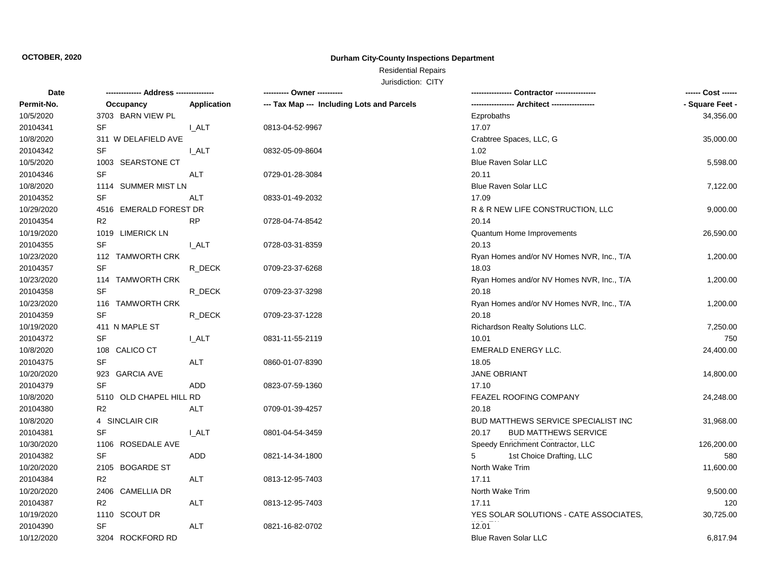**OCTOBER, 2020**

**Durham City-County Inspections Department**

Residential Repairs

Jurisdiction: CITY

| Date / Permit-No. | Address / Occupancy | Application | Owner / Tax Map --- Including Lots and Parcels | Contractor / Architect | Cost / Square Feet |
|---|---|---|---|---|---|
| 10/5/2020 | 3703 BARN VIEW PL | | | Ezprobaths | 34,356.00 |
| 20104341 | SF | I_ALT | 0813-04-52-9967 | 17.07 | |
| 10/8/2020 | 311 W DELAFIELD AVE | | | Crabtree Spaces, LLC, G | 35,000.00 |
| 20104342 | SF | I_ALT | 0832-05-09-8604 | 1.02 | |
| 10/5/2020 | 1003 SEARSTONE CT | | | Blue Raven Solar LLC | 5,598.00 |
| 20104346 | SF | ALT | 0729-01-28-3084 | 20.11 | |
| 10/8/2020 | 1114 SUMMER MIST LN | | | Blue Raven Solar LLC | 7,122.00 |
| 20104352 | SF | ALT | 0833-01-49-2032 | 17.09 | |
| 10/29/2020 | 4516 EMERALD FOREST DR | | | R & R NEW LIFE CONSTRUCTION, LLC | 9,000.00 |
| 20104354 | R2 | RP | 0728-04-74-8542 | 20.14 | |
| 10/19/2020 | 1019 LIMERICK LN | | | Quantum Home Improvements | 26,590.00 |
| 20104355 | SF | I_ALT | 0728-03-31-8359 | 20.13 | |
| 10/23/2020 | 112 TAMWORTH CRK | | | Ryan Homes and/or NV Homes NVR, Inc., T/A | 1,200.00 |
| 20104357 | SF | R_DECK | 0709-23-37-6268 | 18.03 | |
| 10/23/2020 | 114 TAMWORTH CRK | | | Ryan Homes and/or NV Homes NVR, Inc., T/A | 1,200.00 |
| 20104358 | SF | R_DECK | 0709-23-37-3298 | 20.18 | |
| 10/23/2020 | 116 TAMWORTH CRK | | | Ryan Homes and/or NV Homes NVR, Inc., T/A | 1,200.00 |
| 20104359 | SF | R_DECK | 0709-23-37-1228 | 20.18 | |
| 10/19/2020 | 411 N MAPLE ST | | | Richardson Realty Solutions LLC. | 7,250.00 |
| 20104372 | SF | I_ALT | 0831-11-55-2119 | 10.01 | 750 |
| 10/8/2020 | 108 CALICO CT | | | EMERALD ENERGY LLC. | 24,400.00 |
| 20104375 | SF | ALT | 0860-01-07-8390 | 18.05 | |
| 10/20/2020 | 923 GARCIA AVE | | | JANE OBRIANT | 14,800.00 |
| 20104379 | SF | ADD | 0823-07-59-1360 | 17.10 | |
| 10/8/2020 | 5110 OLD CHAPEL HILL RD | | | FEAZEL ROOFING COMPANY | 24,248.00 |
| 20104380 | R2 | ALT | 0709-01-39-4257 | 20.18 | |
| 10/8/2020 | 4 SINCLAIR CIR | | | BUD MATTHEWS SERVICE SPECIALIST INC | 31,968.00 |
| 20104381 | SF | I_ALT | 0801-04-54-3459 | 20.17 BUD MATTHEWS SERVICE | |
| 10/30/2020 | 1106 ROSEDALE AVE | | | Speedy Enrichment Contractor, LLC | 126,200.00 |
| 20104382 | SF | ADD | 0821-14-34-1800 | 5 1st Choice Drafting, LLC | 580 |
| 10/20/2020 | 2105 BOGARDE ST | | | North Wake Trim | 11,600.00 |
| 20104384 | R2 | ALT | 0813-12-95-7403 | 17.11 | |
| 10/20/2020 | 2406 CAMELLIA DR | | | North Wake Trim | 9,500.00 |
| 20104387 | R2 | ALT | 0813-12-95-7403 | 17.11 | 120 |
| 10/19/2020 | 1110 SCOUT DR | | | YES SOLAR SOLUTIONS - CATE ASSOCIATES, | 30,725.00 |
| 20104390 | SF | ALT | 0821-16-82-0702 | 12.01 | |
| 10/12/2020 | 3204 ROCKFORD RD | | | Blue Raven Solar LLC | 6,817.94 |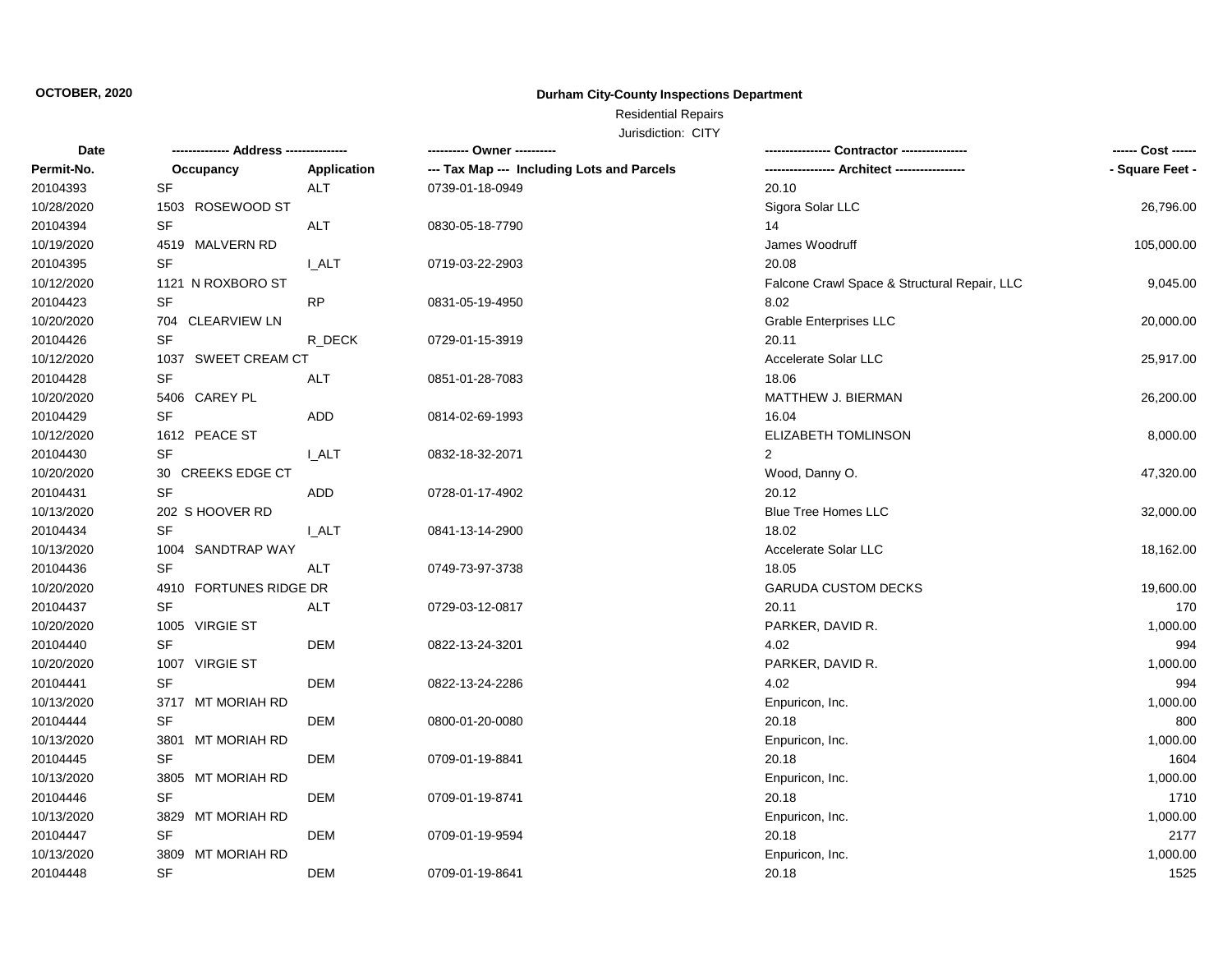**OCTOBER, 2020**

**Durham City-County Inspections Department**

Residential Repairs

Jurisdiction: CITY

| Date | ------------- Address -------------- | | ---------- Owner ---------- | --------------- Contractor --------------- | ------ Cost ------ |
|---|---|---|---|---|---|
| Permit-No. | Occupancy | Application | --- Tax Map --- Including Lots and Parcels | ---------------- Architect ---------------- | - Square Feet - |
| 20104393 | SF | ALT | 0739-01-18-0949 | 20.10 | |
| 10/28/2020 | 1503 ROSEWOOD ST | | | Sigora Solar LLC | 26,796.00 |
| 20104394 | SF | ALT | 0830-05-18-7790 | 14 | |
| 10/19/2020 | 4519 MALVERN RD | | | James Woodruff | 105,000.00 |
| 20104395 | SF | I_ALT | 0719-03-22-2903 | 20.08 | |
| 10/12/2020 | 1121 N ROXBORO ST | | | Falcone Crawl Space & Structural Repair, LLC | 9,045.00 |
| 20104423 | SF | RP | 0831-05-19-4950 | 8.02 | |
| 10/20/2020 | 704 CLEARVIEW LN | | | Grable Enterprises LLC | 20,000.00 |
| 20104426 | SF | R_DECK | 0729-01-15-3919 | 20.11 | |
| 10/12/2020 | 1037 SWEET CREAM CT | | | Accelerate Solar LLC | 25,917.00 |
| 20104428 | SF | ALT | 0851-01-28-7083 | 18.06 | |
| 10/20/2020 | 5406 CAREY PL | | | MATTHEW J. BIERMAN | 26,200.00 |
| 20104429 | SF | ADD | 0814-02-69-1993 | 16.04 | |
| 10/12/2020 | 1612 PEACE ST | | | ELIZABETH TOMLINSON | 8,000.00 |
| 20104430 | SF | I_ALT | 0832-18-32-2071 | 2 | |
| 10/20/2020 | 30 CREEKS EDGE CT | | | Wood, Danny O. | 47,320.00 |
| 20104431 | SF | ADD | 0728-01-17-4902 | 20.12 | |
| 10/13/2020 | 202 S HOOVER RD | | | Blue Tree Homes LLC | 32,000.00 |
| 20104434 | SF | I_ALT | 0841-13-14-2900 | 18.02 | |
| 10/13/2020 | 1004 SANDTRAP WAY | | | Accelerate Solar LLC | 18,162.00 |
| 20104436 | SF | ALT | 0749-73-97-3738 | 18.05 | |
| 10/20/2020 | 4910 FORTUNES RIDGE DR | | | GARUDA CUSTOM DECKS | 19,600.00 |
| 20104437 | SF | ALT | 0729-03-12-0817 | 20.11 | 170 |
| 10/20/2020 | 1005 VIRGIE ST | | | PARKER, DAVID R. | 1,000.00 |
| 20104440 | SF | DEM | 0822-13-24-3201 | 4.02 | 994 |
| 10/20/2020 | 1007 VIRGIE ST | | | PARKER, DAVID R. | 1,000.00 |
| 20104441 | SF | DEM | 0822-13-24-2286 | 4.02 | 994 |
| 10/13/2020 | 3717 MT MORIAH RD | | | Enpuricon, Inc. | 1,000.00 |
| 20104444 | SF | DEM | 0800-01-20-0080 | 20.18 | 800 |
| 10/13/2020 | 3801 MT MORIAH RD | | | Enpuricon, Inc. | 1,000.00 |
| 20104445 | SF | DEM | 0709-01-19-8841 | 20.18 | 1604 |
| 10/13/2020 | 3805 MT MORIAH RD | | | Enpuricon, Inc. | 1,000.00 |
| 20104446 | SF | DEM | 0709-01-19-8741 | 20.18 | 1710 |
| 10/13/2020 | 3829 MT MORIAH RD | | | Enpuricon, Inc. | 1,000.00 |
| 20104447 | SF | DEM | 0709-01-19-9594 | 20.18 | 2177 |
| 10/13/2020 | 3809 MT MORIAH RD | | | Enpuricon, Inc. | 1,000.00 |
| 20104448 | SF | DEM | 0709-01-19-8641 | 20.18 | 1525 |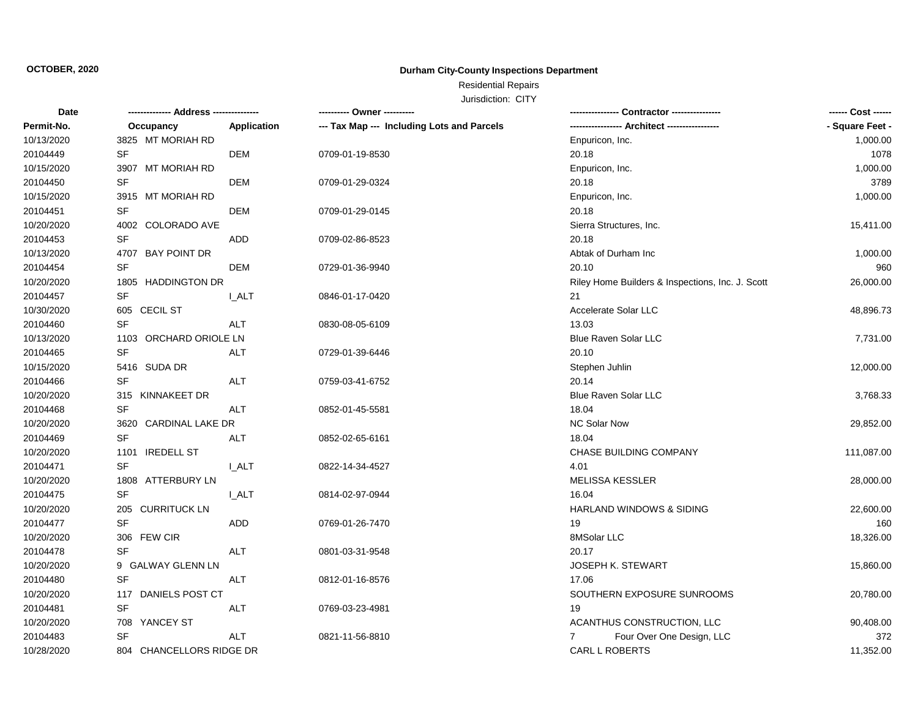**OCTOBER, 2020**

**Durham City-County Inspections Department**

Residential Repairs

Jurisdiction: CITY

| Date | ------------- Address -------------- | | ---------- Owner ---------- | ---------------- Contractor ---------------- | ------ Cost ------ |
|---|---|---|---|---|---|
| Permit-No. | Occupancy | Application | --- Tax Map --- Including Lots and Parcels | ----------------- Architect ----------------- | - Square Feet - |
| 10/13/2020 | 3825 MT MORIAH RD | | | Enpuricon, Inc. | 1,000.00 |
| 20104449 | SF | DEM | 0709-01-19-8530 | 20.18 | 1078 |
| 10/15/2020 | 3907 MT MORIAH RD | | | Enpuricon, Inc. | 1,000.00 |
| 20104450 | SF | DEM | 0709-01-29-0324 | 20.18 | 3789 |
| 10/15/2020 | 3915 MT MORIAH RD | | | Enpuricon, Inc. | 1,000.00 |
| 20104451 | SF | DEM | 0709-01-29-0145 | 20.18 | |
| 10/20/2020 | 4002 COLORADO AVE | | | Sierra Structures, Inc. | 15,411.00 |
| 20104453 | SF | ADD | 0709-02-86-8523 | 20.18 | |
| 10/13/2020 | 4707 BAY POINT DR | | | Abtak of Durham Inc | 1,000.00 |
| 20104454 | SF | DEM | 0729-01-36-9940 | 20.10 | 960 |
| 10/20/2020 | 1805 HADDINGTON DR | | | Riley Home Builders & Inspections, Inc. J. Scott | 26,000.00 |
| 20104457 | SF | I_ALT | 0846-01-17-0420 | 21 | |
| 10/30/2020 | 605 CECIL ST | | | Accelerate Solar LLC | 48,896.73 |
| 20104460 | SF | ALT | 0830-08-05-6109 | 13.03 | |
| 10/13/2020 | 1103 ORCHARD ORIOLE LN | | | Blue Raven Solar LLC | 7,731.00 |
| 20104465 | SF | ALT | 0729-01-39-6446 | 20.10 | |
| 10/15/2020 | 5416 SUDA DR | | | Stephen Juhlin | 12,000.00 |
| 20104466 | SF | ALT | 0759-03-41-6752 | 20.14 | |
| 10/20/2020 | 315 KINNAKEET DR | | | Blue Raven Solar LLC | 3,768.33 |
| 20104468 | SF | ALT | 0852-01-45-5581 | 18.04 | |
| 10/20/2020 | 3620 CARDINAL LAKE DR | | | NC Solar Now | 29,852.00 |
| 20104469 | SF | ALT | 0852-02-65-6161 | 18.04 | |
| 10/20/2020 | 1101 IREDELL ST | | | CHASE BUILDING COMPANY | 111,087.00 |
| 20104471 | SF | I_ALT | 0822-14-34-4527 | 4.01 | |
| 10/20/2020 | 1808 ATTERBURY LN | | | MELISSA KESSLER | 28,000.00 |
| 20104475 | SF | I_ALT | 0814-02-97-0944 | 16.04 | |
| 10/20/2020 | 205 CURRITUCK LN | | | HARLAND WINDOWS & SIDING | 22,600.00 |
| 20104477 | SF | ADD | 0769-01-26-7470 | 19 | 160 |
| 10/20/2020 | 306 FEW CIR | | | 8MSolar LLC | 18,326.00 |
| 20104478 | SF | ALT | 0801-03-31-9548 | 20.17 | |
| 10/20/2020 | 9 GALWAY GLENN LN | | | JOSEPH K. STEWART | 15,860.00 |
| 20104480 | SF | ALT | 0812-01-16-8576 | 17.06 | |
| 10/20/2020 | 117 DANIELS POST CT | | | SOUTHERN EXPOSURE SUNROOMS | 20,780.00 |
| 20104481 | SF | ALT | 0769-03-23-4981 | 19 | |
| 10/20/2020 | 708 YANCEY ST | | | ACANTHUS CONSTRUCTION, LLC | 90,408.00 |
| 20104483 | SF | ALT | 0821-11-56-8810 | 7 Four Over One Design, LLC | 372 |
| 10/28/2020 | 804 CHANCELLORS RIDGE DR | | | CARL L ROBERTS | 11,352.00 |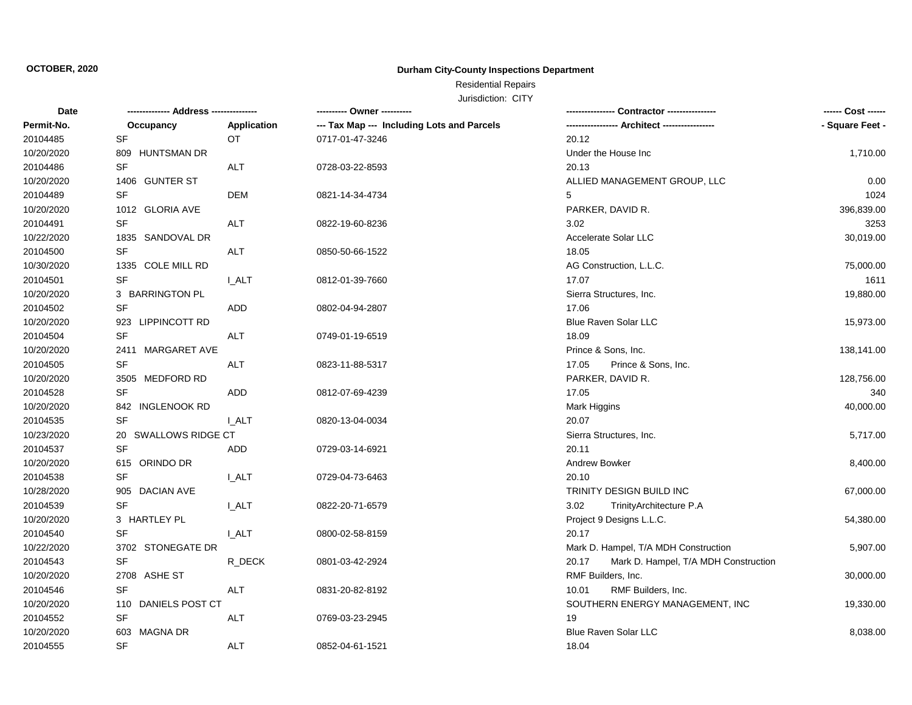**OCTOBER, 2020**

**Durham City-County Inspections Department**

Residential Repairs

Jurisdiction: CITY

| Date<br>Permit-No. | ------------- Address -------------<br>Occupancy | <br>Application | ---------- Owner ----------<br>--- Tax Map --- Including Lots and Parcels | ---------------- Contractor ----------------<br>----------------- Architect ----------------- | ------ Cost ------<br>- Square Feet - |
|---|---|---|---|---|---|
| 20104485 | SF | OT | 0717-01-47-3246 | 20.12 | |
| 10/20/2020 | 809 HUNTSMAN DR | | | Under the House Inc | 1,710.00 |
| 20104486 | SF | ALT | 0728-03-22-8593 | 20.13 | |
| 10/20/2020 | 1406 GUNTER ST | | | ALLIED MANAGEMENT GROUP, LLC | 0.00 |
| 20104489 | SF | DEM | 0821-14-34-4734 | 5 | 1024 |
| 10/20/2020 | 1012 GLORIA AVE | | | PARKER, DAVID R. | 396,839.00 |
| 20104491 | SF | ALT | 0822-19-60-8236 | 3.02 | 3253 |
| 10/22/2020 | 1835 SANDOVAL DR | | | Accelerate Solar LLC | 30,019.00 |
| 20104500 | SF | ALT | 0850-50-66-1522 | 18.05 | |
| 10/30/2020 | 1335 COLE MILL RD | | | AG Construction, L.L.C. | 75,000.00 |
| 20104501 | SF | I_ALT | 0812-01-39-7660 | 17.07 | 1611 |
| 10/20/2020 | 3 BARRINGTON PL | | | Sierra Structures, Inc. | 19,880.00 |
| 20104502 | SF | ADD | 0802-04-94-2807 | 17.06 | |
| 10/20/2020 | 923 LIPPINCOTT RD | | | Blue Raven Solar LLC | 15,973.00 |
| 20104504 | SF | ALT | 0749-01-19-6519 | 18.09 | |
| 10/20/2020 | 2411 MARGARET AVE | | | Prince & Sons, Inc. | 138,141.00 |
| 20104505 | SF | ALT | 0823-11-88-5317 | 17.05 Prince & Sons, Inc. | |
| 10/20/2020 | 3505 MEDFORD RD | | | PARKER, DAVID R. | 128,756.00 |
| 20104528 | SF | ADD | 0812-07-69-4239 | 17.05 | 340 |
| 10/20/2020 | 842 INGLENOOK RD | | | Mark Higgins | 40,000.00 |
| 20104535 | SF | I_ALT | 0820-13-04-0034 | 20.07 | |
| 10/23/2020 | 20 SWALLOWS RIDGE CT | | | Sierra Structures, Inc. | 5,717.00 |
| 20104537 | SF | ADD | 0729-03-14-6921 | 20.11 | |
| 10/20/2020 | 615 ORINDO DR | | | Andrew Bowker | 8,400.00 |
| 20104538 | SF | I_ALT | 0729-04-73-6463 | 20.10 | |
| 10/28/2020 | 905 DACIAN AVE | | | TRINITY DESIGN BUILD INC | 67,000.00 |
| 20104539 | SF | I_ALT | 0822-20-71-6579 | 3.02 TrinityArchitecture P.A | |
| 10/20/2020 | 3 HARTLEY PL | | | Project 9 Designs L.L.C. | 54,380.00 |
| 20104540 | SF | I_ALT | 0800-02-58-8159 | 20.17 | |
| 10/22/2020 | 3702 STONEGATE DR | | | Mark D. Hampel, T/A MDH Construction | 5,907.00 |
| 20104543 | SF | R_DECK | 0801-03-42-2924 | 20.17 Mark D. Hampel, T/A MDH Construction | |
| 10/20/2020 | 2708 ASHE ST | | | RMF Builders, Inc. | 30,000.00 |
| 20104546 | SF | ALT | 0831-20-82-8192 | 10.01 RMF Builders, Inc. | |
| 10/20/2020 | 110 DANIELS POST CT | | | SOUTHERN ENERGY MANAGEMENT, INC | 19,330.00 |
| 20104552 | SF | ALT | 0769-03-23-2945 | 19 | |
| 10/20/2020 | 603 MAGNA DR | | | Blue Raven Solar LLC | 8,038.00 |
| 20104555 | SF | ALT | 0852-04-61-1521 | 18.04 | |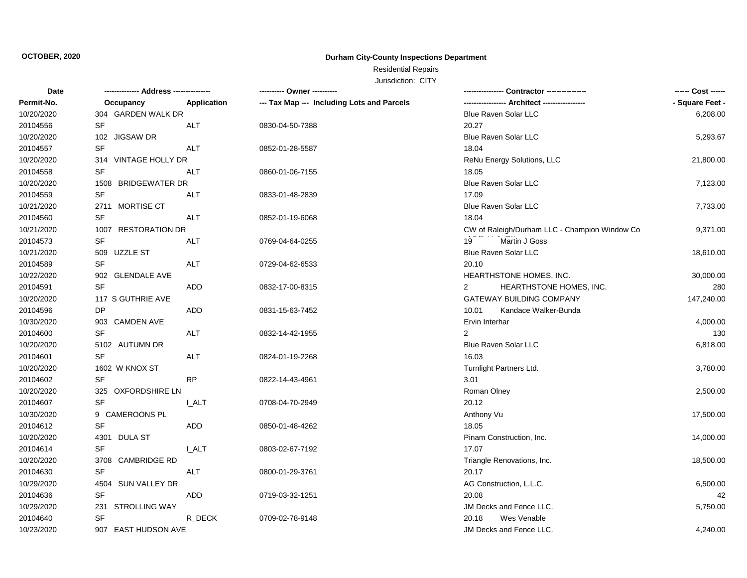**OCTOBER, 2020**

# Durham City-County Inspections Department

Residential Repairs

Jurisdiction: CITY

| Date / Permit-No. | Address / Occupancy | Application | Owner / Tax Map --- Including Lots and Parcels | Contractor / Architect | Cost / Square Feet |
|---|---|---|---|---|---|
| 10/20/2020 | 304 GARDEN WALK DR | | | Blue Raven Solar LLC | 6,208.00 |
| 20104556 | SF | ALT | 0830-04-50-7388 | 20.27 | |
| 10/20/2020 | 102 JIGSAW DR | | | Blue Raven Solar LLC | 5,293.67 |
| 20104557 | SF | ALT | 0852-01-28-5587 | 18.04 | |
| 10/20/2020 | 314 VINTAGE HOLLY DR | | | ReNu Energy Solutions, LLC | 21,800.00 |
| 20104558 | SF | ALT | 0860-01-06-7155 | 18.05 | |
| 10/20/2020 | 1508 BRIDGEWATER DR | | | Blue Raven Solar LLC | 7,123.00 |
| 20104559 | SF | ALT | 0833-01-48-2839 | 17.09 | |
| 10/21/2020 | 2711 MORTISE CT | | | Blue Raven Solar LLC | 7,733.00 |
| 20104560 | SF | ALT | 0852-01-19-6068 | 18.04 | |
| 10/21/2020 | 1007 RESTORATION DR | | | CW of Raleigh/Durham LLC - Champion Window Co | 9,371.00 |
| 20104573 | SF | ALT | 0769-04-64-0255 | 19 Martin J Goss | |
| 10/21/2020 | 509 UZZLE ST | | | Blue Raven Solar LLC | 18,610.00 |
| 20104589 | SF | ALT | 0729-04-62-6533 | 20.10 | |
| 10/22/2020 | 902 GLENDALE AVE | | | HEARTHSTONE HOMES, INC. | 30,000.00 |
| 20104591 | SF | ADD | 0832-17-00-8315 | 2 HEARTHSTONE HOMES, INC. | 280 |
| 10/20/2020 | 117 S GUTHRIE AVE | | | GATEWAY BUILDING COMPANY | 147,240.00 |
| 20104596 | DP | ADD | 0831-15-63-7452 | 10.01 Kandace Walker-Bunda | |
| 10/30/2020 | 903 CAMDEN AVE | | | Ervin Interhar | 4,000.00 |
| 20104600 | SF | ALT | 0832-14-42-1955 | 2 | 130 |
| 10/20/2020 | 5102 AUTUMN DR | | | Blue Raven Solar LLC | 6,818.00 |
| 20104601 | SF | ALT | 0824-01-19-2268 | 16.03 | |
| 10/20/2020 | 1602 W KNOX ST | | | Turnlight Partners Ltd. | 3,780.00 |
| 20104602 | SF | RP | 0822-14-43-4961 | 3.01 | |
| 10/20/2020 | 325 OXFORDSHIRE LN | | | Roman Olney | 2,500.00 |
| 20104607 | SF | I_ALT | 0708-04-70-2949 | 20.12 | |
| 10/30/2020 | 9 CAMEROONS PL | | | Anthony Vu | 17,500.00 |
| 20104612 | SF | ADD | 0850-01-48-4262 | 18.05 | |
| 10/20/2020 | 4301 DULA ST | | | Pinam Construction, Inc. | 14,000.00 |
| 20104614 | SF | I_ALT | 0803-02-67-7192 | 17.07 | |
| 10/20/2020 | 3708 CAMBRIDGE RD | | | Triangle Renovations, Inc. | 18,500.00 |
| 20104630 | SF | ALT | 0800-01-29-3761 | 20.17 | |
| 10/29/2020 | 4504 SUN VALLEY DR | | | AG Construction, L.L.C. | 6,500.00 |
| 20104636 | SF | ADD | 0719-03-32-1251 | 20.08 | 42 |
| 10/29/2020 | 231 STROLLING WAY | | | JM Decks and Fence LLC. | 5,750.00 |
| 20104640 | SF | R_DECK | 0709-02-78-9148 | 20.18 Wes Venable | |
| 10/23/2020 | 907 EAST HUDSON AVE | | | JM Decks and Fence LLC. | 4,240.00 |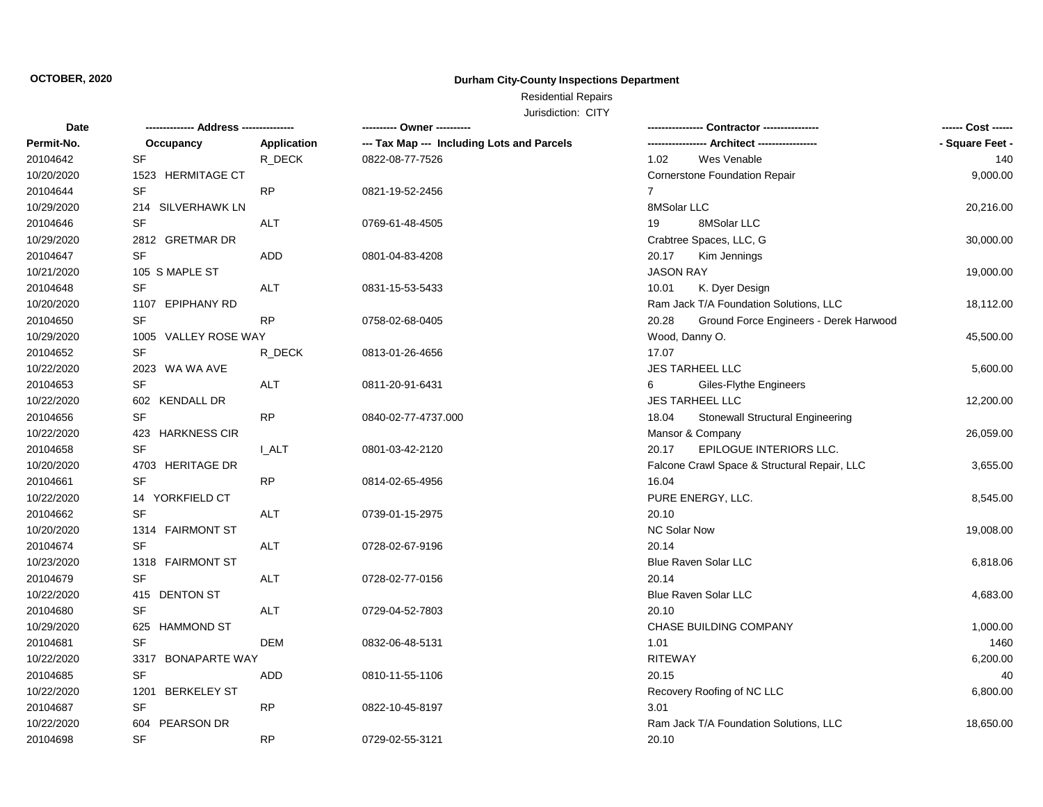**OCTOBER, 2020**

# Durham City-County Inspections Department

Residential Repairs

Jurisdiction: CITY

| Date / Permit-No. | Address / Occupancy | Application | Owner / Tax Map --- Including Lots and Parcels | Contractor / Architect | Cost / Square Feet |
|---|---|---|---|---|---|
| 20104642 | SF | R_DECK | 0822-08-77-7526 | 1.02 Wes Venable | 140 |
| 10/20/2020 | 1523 HERMITAGE CT | | | Cornerstone Foundation Repair | 9,000.00 |
| 20104644 | SF | RP | 0821-19-52-2456 | 7 | |
| 10/29/2020 | 214 SILVERHAWK LN | | | 8MSolar LLC | 20,216.00 |
| 20104646 | SF | ALT | 0769-61-48-4505 | 19 8MSolar LLC | |
| 10/29/2020 | 2812 GRETMAR DR | | | Crabtree Spaces, LLC, G | 30,000.00 |
| 20104647 | SF | ADD | 0801-04-83-4208 | 20.17 Kim Jennings | |
| 10/21/2020 | 105 S MAPLE ST | | | JASON RAY | 19,000.00 |
| 20104648 | SF | ALT | 0831-15-53-5433 | 10.01 K. Dyer Design | |
| 10/20/2020 | 1107 EPIPHANY RD | | | Ram Jack T/A Foundation Solutions, LLC | 18,112.00 |
| 20104650 | SF | RP | 0758-02-68-0405 | 20.28 Ground Force Engineers - Derek Harwood | |
| 10/29/2020 | 1005 VALLEY ROSE WAY | | | Wood, Danny O. | 45,500.00 |
| 20104652 | SF | R_DECK | 0813-01-26-4656 | 17.07 | |
| 10/22/2020 | 2023 WA WA AVE | | | JES TARHEEL LLC | 5,600.00 |
| 20104653 | SF | ALT | 0811-20-91-6431 | 6 Giles-Flythe Engineers | |
| 10/22/2020 | 602 KENDALL DR | | | JES TARHEEL LLC | 12,200.00 |
| 20104656 | SF | RP | 0840-02-77-4737.000 | 18.04 Stonewall Structural Engineering | |
| 10/22/2020 | 423 HARKNESS CIR | | | Mansor & Company | 26,059.00 |
| 20104658 | SF | I_ALT | 0801-03-42-2120 | 20.17 EPILOGUE INTERIORS LLC. | |
| 10/20/2020 | 4703 HERITAGE DR | | | Falcone Crawl Space & Structural Repair, LLC | 3,655.00 |
| 20104661 | SF | RP | 0814-02-65-4956 | 16.04 | |
| 10/22/2020 | 14 YORKFIELD CT | | | PURE ENERGY, LLC. | 8,545.00 |
| 20104662 | SF | ALT | 0739-01-15-2975 | 20.10 | |
| 10/20/2020 | 1314 FAIRMONT ST | | | NC Solar Now | 19,008.00 |
| 20104674 | SF | ALT | 0728-02-67-9196 | 20.14 | |
| 10/23/2020 | 1318 FAIRMONT ST | | | Blue Raven Solar LLC | 6,818.06 |
| 20104679 | SF | ALT | 0728-02-77-0156 | 20.14 | |
| 10/22/2020 | 415 DENTON ST | | | Blue Raven Solar LLC | 4,683.00 |
| 20104680 | SF | ALT | 0729-04-52-7803 | 20.10 | |
| 10/29/2020 | 625 HAMMOND ST | | | CHASE BUILDING COMPANY | 1,000.00 |
| 20104681 | SF | DEM | 0832-06-48-5131 | 1.01 | 1460 |
| 10/22/2020 | 3317 BONAPARTE WAY | | | RITEWAY | 6,200.00 |
| 20104685 | SF | ADD | 0810-11-55-1106 | 20.15 | 40 |
| 10/22/2020 | 1201 BERKELEY ST | | | Recovery Roofing of NC LLC | 6,800.00 |
| 20104687 | SF | RP | 0822-10-45-8197 | 3.01 | |
| 10/22/2020 | 604 PEARSON DR | | | Ram Jack T/A Foundation Solutions, LLC | 18,650.00 |
| 20104698 | SF | RP | 0729-02-55-3121 | 20.10 | |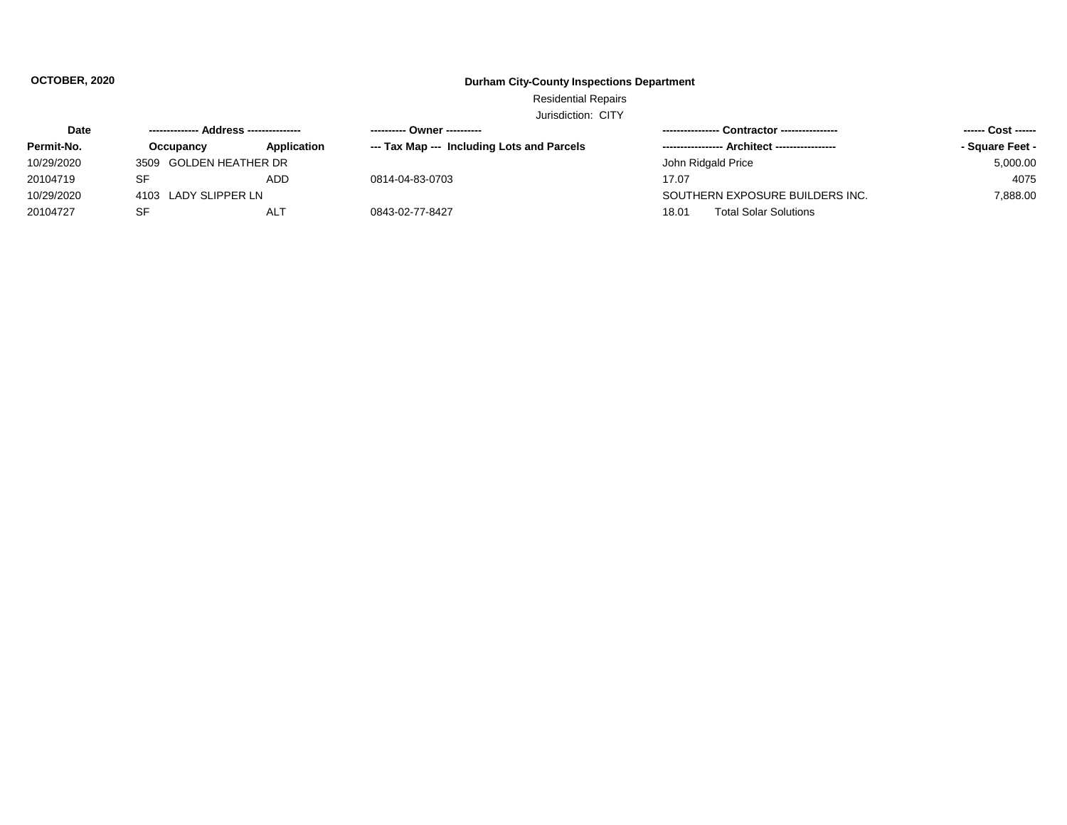**OCTOBER, 2020**

**Durham City-County Inspections Department**

Residential Repairs

Jurisdiction: CITY

| Date / Permit-No. | Address / Occupancy | Application | Owner / Tax Map Including Lots and Parcels | Contractor / Architect | Cost / Square Feet |
|---|---|---|---|---|---|
| 10/29/2020 | 3509 GOLDEN HEATHER DR | | | John Ridgald Price | 5,000.00 |
| 20104719 | SF | ADD | 0814-04-83-0703 | 17.07 | 4075 |
| 10/29/2020 | 4103 LADY SLIPPER LN | | | SOUTHERN EXPOSURE BUILDERS INC. | 7,888.00 |
| 20104727 | SF | ALT | 0843-02-77-8427 | 18.01 Total Solar Solutions | |